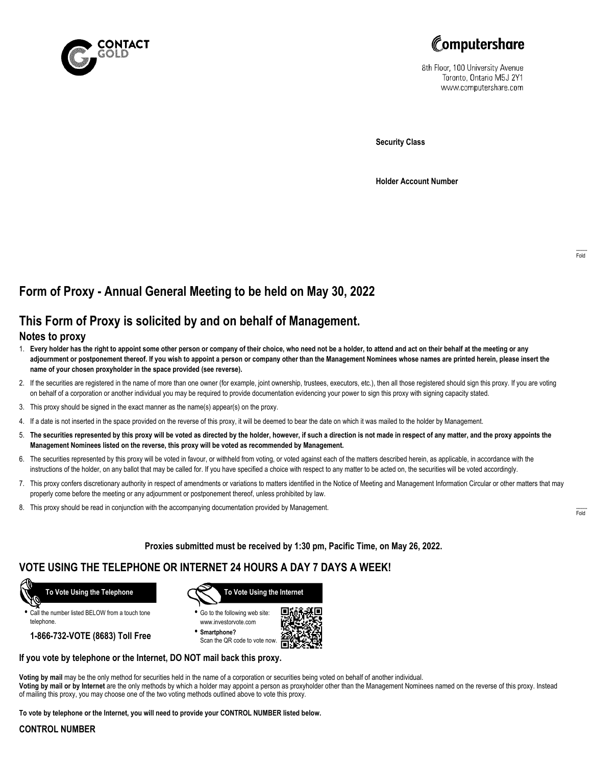CONTACT GOLD

Computershare

8th Floor, 100 University Avenue
Toronto, Ontario M5J 2Y1
www.computershare.com

**Security Class**

**Holder Account Number**

Fold

# Form of Proxy - Annual General Meeting to be held on May 30, 2022

# This Form of Proxy is solicited by and on behalf of Management.

## Notes to proxy

1. **Every holder has the right to appoint some other person or company of their choice, who need not be a holder, to attend and act on their behalf at the meeting or any adjournment or postponement thereof. If you wish to appoint a person or company other than the Management Nominees whose names are printed herein, please insert the name of your chosen proxyholder in the space provided (see reverse).**
2. If the securities are registered in the name of more than one owner (for example, joint ownership, trustees, executors, etc.), then all those registered should sign this proxy. If you are voting on behalf of a corporation or another individual you may be required to provide documentation evidencing your power to sign this proxy with signing capacity stated.
3. This proxy should be signed in the exact manner as the name(s) appear(s) on the proxy.
4. If a date is not inserted in the space provided on the reverse of this proxy, it will be deemed to bear the date on which it was mailed to the holder by Management.
5. **The securities represented by this proxy will be voted as directed by the holder, however, if such a direction is not made in respect of any matter, and the proxy appoints the Management Nominees listed on the reverse, this proxy will be voted as recommended by Management.**
6. The securities represented by this proxy will be voted in favour, or withheld from voting, or voted against each of the matters described herein, as applicable, in accordance with the instructions of the holder, on any ballot that may be called for. If you have specified a choice with respect to any matter to be acted on, the securities will be voted accordingly.
7. This proxy confers discretionary authority in respect of amendments or variations to matters identified in the Notice of Meeting and Management Information Circular or other matters that may properly come before the meeting or any adjournment or postponement thereof, unless prohibited by law.
8. This proxy should be read in conjunction with the accompanying documentation provided by Management.

Fold

**Proxies submitted must be received by 1:30 pm, Pacific Time, on May 26, 2022.**

## VOTE USING THE TELEPHONE OR INTERNET 24 HOURS A DAY 7 DAYS A WEEK!

**To Vote Using the Telephone**

- Call the number listed BELOW from a touch tone telephone.

**1-866-732-VOTE (8683) Toll Free**

**To Vote Using the Internet**

- Go to the following web site: www.investorvote.com
- **Smartphone?** Scan the QR code to vote now.

**If you vote by telephone or the Internet, DO NOT mail back this proxy.**

**Voting by mail** may be the only method for securities held in the name of a corporation or securities being voted on behalf of another individual.
**Voting by mail or by Internet** are the only methods by which a holder may appoint a person as proxyholder other than the Management Nominees named on the reverse of this proxy. Instead of mailing this proxy, you may choose one of the two voting methods outlined above to vote this proxy.

**To vote by telephone or the Internet, you will need to provide your CONTROL NUMBER listed below.**

**CONTROL NUMBER**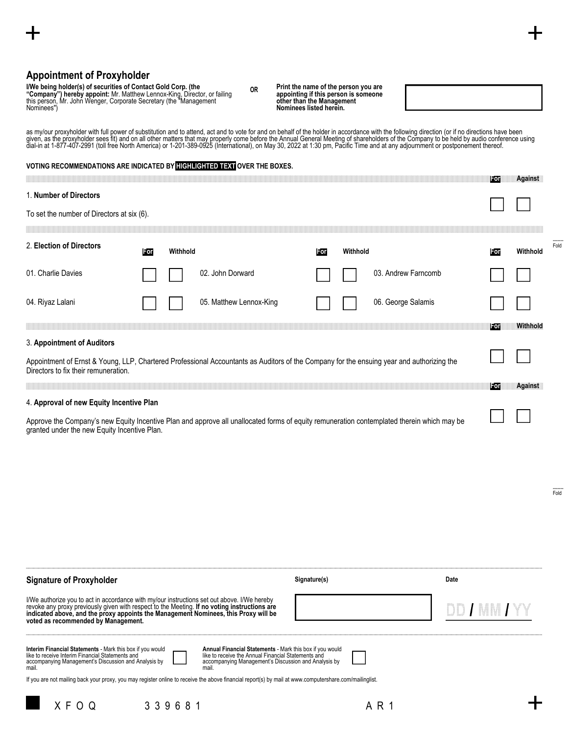## Appointment of Proxyholder

**I/We being holder(s) of securities of Contact Gold Corp. (the "Company") hereby appoint:** Mr. Matthew Lennox-King, Director, or failing this person, Mr. John Wenger, Corporate Secretary (the "Management Nominees")

**OR**

**Print the name of the person you are appointing if this person is someone other than the Management Nominees listed herein.**

as my/our proxyholder with full power of substitution and to attend, act and to vote for and on behalf of the holder in accordance with the following direction (or if no directions have been given, as the proxyholder sees fit) and on all other matters that may properly come before the Annual General Meeting of shareholders of the Company to be held by audio conference using dial-in at 1-877-407-2991 (toll free North America) or 1-201-389-0925 (International), on May 30, 2022 at 1:30 pm, Pacific Time and at any adjournment or postponement thereof.

**VOTING RECOMMENDATIONS ARE INDICATED BY HIGHLIGHTED TEXT OVER THE BOXES.**

| | For | Against |
|---|---|---|
| 1. **Number of Directors**<br>To set the number of Directors at six (6). | ☐ | ☐ |

| 2. **Election of Directors** | For | Withhold | | For | Withhold | | For | Withhold |
|---|---|---|---|---|---|---|---|---|
| 01. Charlie Davies | ☐ | ☐ | 02. John Dorward | ☐ | ☐ | 03. Andrew Farncomb | ☐ | ☐ |
| 04. Riyaz Lalani | ☐ | ☐ | 05. Matthew Lennox-King | ☐ | ☐ | 06. George Salamis | ☐ | ☐ |

| | For | Withhold |
|---|---|---|
| 3. **Appointment of Auditors**<br>Appointment of Ernst & Young, LLP, Chartered Professional Accountants as Auditors of the Company for the ensuing year and authorizing the Directors to fix their remuneration. | ☐ | ☐ |

| | For | Against |
|---|---|---|
| 4. **Approval of new Equity Incentive Plan**<br>Approve the Company's new Equity Incentive Plan and approve all unallocated forms of equity remuneration contemplated therein which may be granted under the new Equity Incentive Plan. | ☐ | ☐ |

Fold

Fold

## Signature of Proxyholder

I/We authorize you to act in accordance with my/our instructions set out above. I/We hereby revoke any proxy previously given with respect to the Meeting. **If no voting instructions are indicated above, and the proxy appoints the Management Nominees, this Proxy will be voted as recommended by Management.**

**Signature(s)**

**Date**

DD / MM / YY

**Interim Financial Statements** - Mark this box if you would like to receive Interim Financial Statements and accompanying Management's Discussion and Analysis by mail. ☐

**Annual Financial Statements** - Mark this box if you would like to receive the Annual Financial Statements and accompanying Management's Discussion and Analysis by mail. ☐

If you are not mailing back your proxy, you may register online to receive the above financial report(s) by mail at www.computershare.com/mailinglist.

X F O Q 3 3 9 6 8 1 A R 1